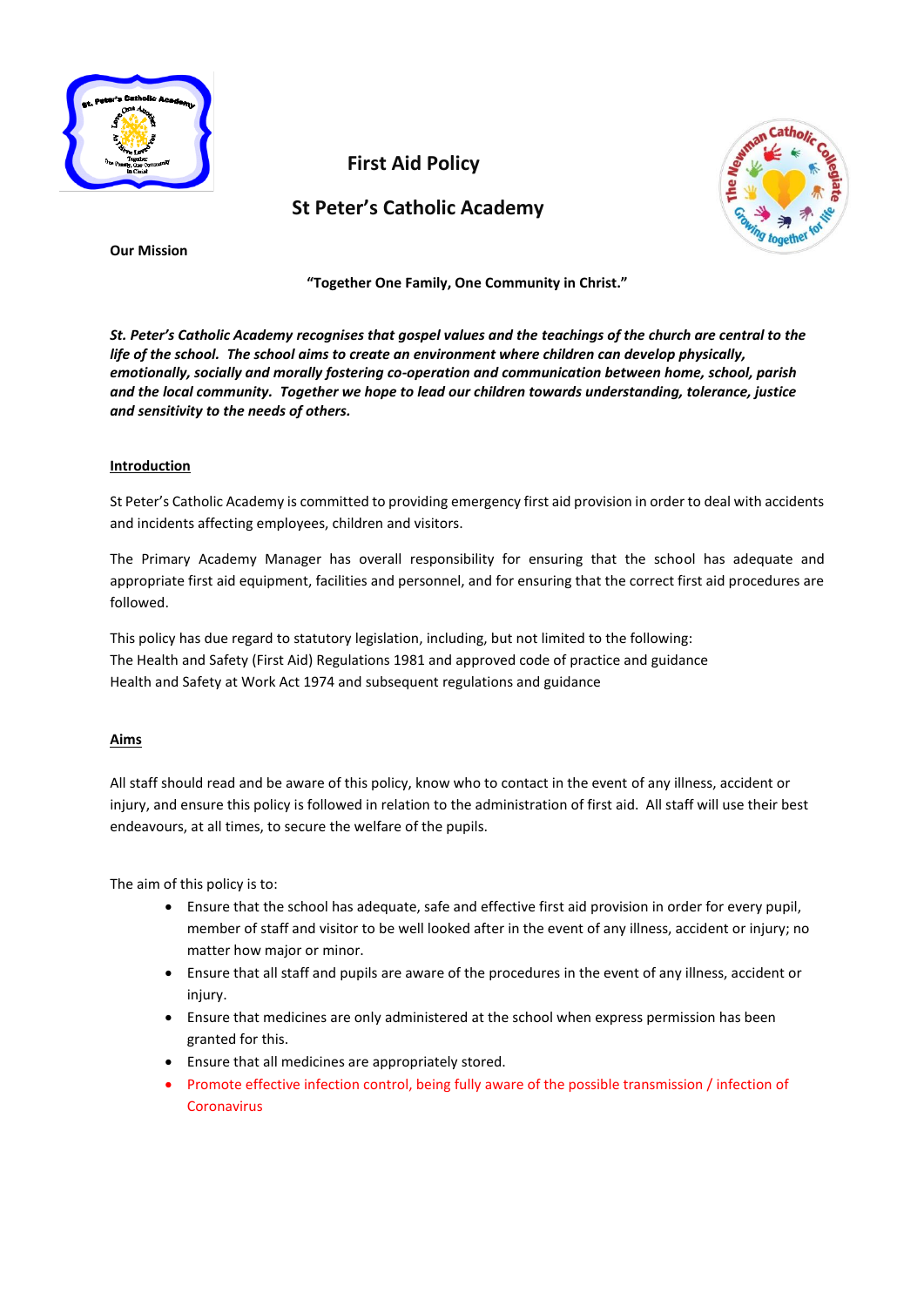# First Aid Policy

## St Peter's Catholic Academy

**Our Mission**

**"Together One Family, One Community in Christ."**

***St. Peter's Catholic Academy recognises that gospel values and the teachings of the church are central to the life of the school. The school aims to create an environment where children can develop physically, emotionally, socially and morally fostering co-operation and communication between home, school, parish and the local community. Together we hope to lead our children towards understanding, tolerance, justice and sensitivity to the needs of others.***

**Introduction**

St Peter's Catholic Academy is committed to providing emergency first aid provision in order to deal with accidents and incidents affecting employees, children and visitors.

The Primary Academy Manager has overall responsibility for ensuring that the school has adequate and appropriate first aid equipment, facilities and personnel, and for ensuring that the correct first aid procedures are followed.

This policy has due regard to statutory legislation, including, but not limited to the following:
The Health and Safety (First Aid) Regulations 1981 and approved code of practice and guidance
Health and Safety at Work Act 1974 and subsequent regulations and guidance

**Aims**

All staff should read and be aware of this policy, know who to contact in the event of any illness, accident or injury, and ensure this policy is followed in relation to the administration of first aid. All staff will use their best endeavours, at all times, to secure the welfare of the pupils.

The aim of this policy is to:

- Ensure that the school has adequate, safe and effective first aid provision in order for every pupil, member of staff and visitor to be well looked after in the event of any illness, accident or injury; no matter how major or minor.
- Ensure that all staff and pupils are aware of the procedures in the event of any illness, accident or injury.
- Ensure that medicines are only administered at the school when express permission has been granted for this.
- Ensure that all medicines are appropriately stored.
- Promote effective infection control, being fully aware of the possible transmission / infection of Coronavirus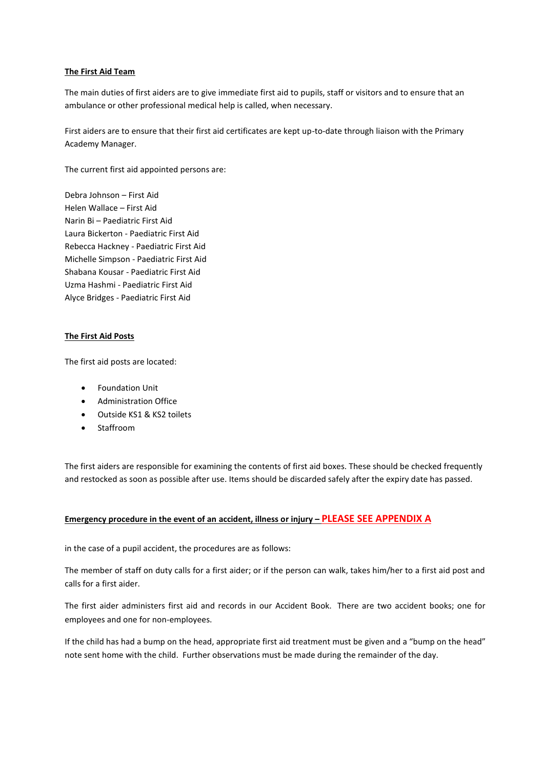**The First Aid Team**

The main duties of first aiders are to give immediate first aid to pupils, staff or visitors and to ensure that an ambulance or other professional medical help is called, when necessary.

First aiders are to ensure that their first aid certificates are kept up-to-date through liaison with the Primary Academy Manager.

The current first aid appointed persons are:

Debra Johnson – First Aid
Helen Wallace – First Aid
Narin Bi – Paediatric First Aid
Laura Bickerton - Paediatric First Aid
Rebecca Hackney - Paediatric First Aid
Michelle Simpson - Paediatric First Aid
Shabana Kousar - Paediatric First Aid
Uzma Hashmi - Paediatric First Aid
Alyce Bridges - Paediatric First Aid

**The First Aid Posts**

The first aid posts are located:

- Foundation Unit
- Administration Office
- Outside KS1 & KS2 toilets
- Staffroom

The first aiders are responsible for examining the contents of first aid boxes. These should be checked frequently and restocked as soon as possible after use. Items should be discarded safely after the expiry date has passed.

**Emergency procedure in the event of an accident, illness or injury – PLEASE SEE APPENDIX A**

in the case of a pupil accident, the procedures are as follows:

The member of staff on duty calls for a first aider; or if the person can walk, takes him/her to a first aid post and calls for a first aider.

The first aider administers first aid and records in our Accident Book. There are two accident books; one for employees and one for non-employees.

If the child has had a bump on the head, appropriate first aid treatment must be given and a "bump on the head" note sent home with the child. Further observations must be made during the remainder of the day.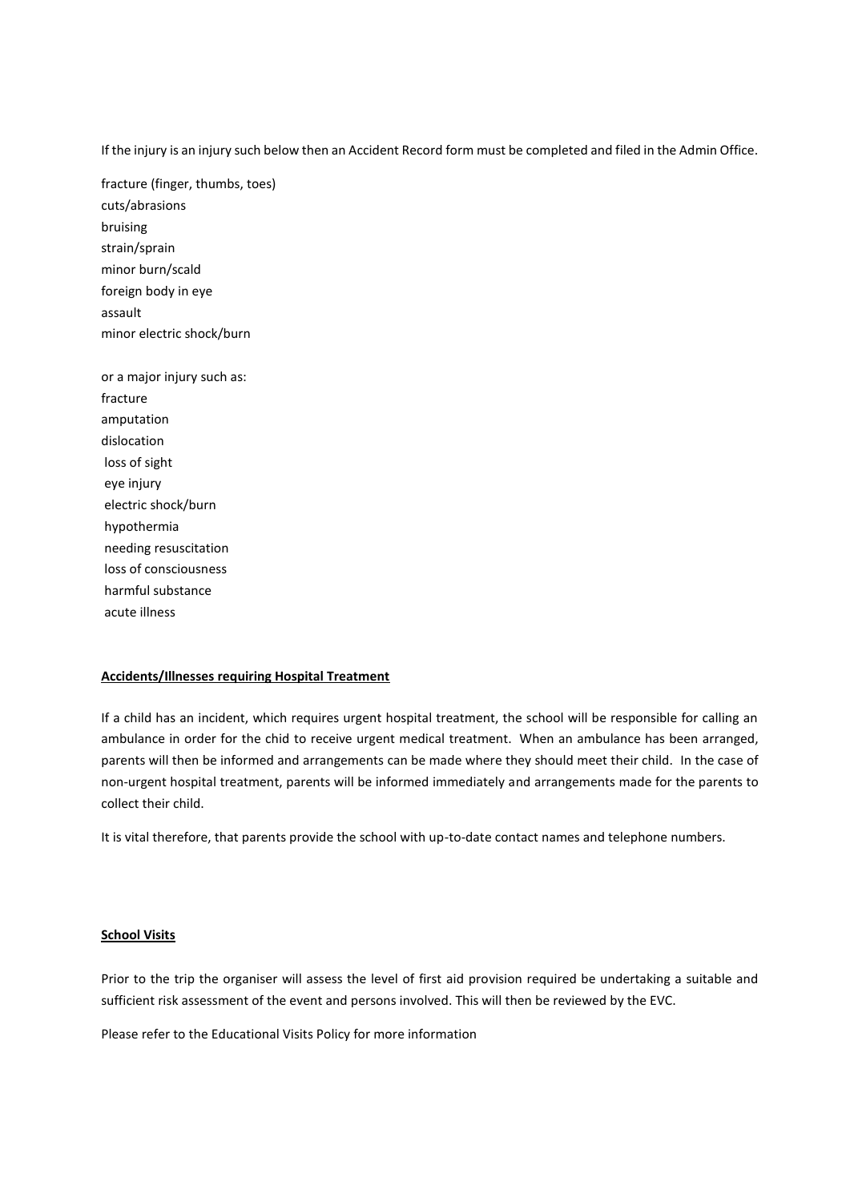If the injury is an injury such below then an Accident Record form must be completed and filed in the Admin Office.

fracture (finger, thumbs, toes)
cuts/abrasions
bruising
strain/sprain
minor burn/scald
foreign body in eye
assault
minor electric shock/burn

or a major injury such as:
fracture
amputation
dislocation
loss of sight
eye injury
electric shock/burn
hypothermia
needing resuscitation
loss of consciousness
harmful substance
acute illness

**Accidents/Illnesses requiring Hospital Treatment**

If a child has an incident, which requires urgent hospital treatment, the school will be responsible for calling an ambulance in order for the chid to receive urgent medical treatment. When an ambulance has been arranged, parents will then be informed and arrangements can be made where they should meet their child. In the case of non-urgent hospital treatment, parents will be informed immediately and arrangements made for the parents to collect their child.

It is vital therefore, that parents provide the school with up-to-date contact names and telephone numbers.

**School Visits**

Prior to the trip the organiser will assess the level of first aid provision required be undertaking a suitable and sufficient risk assessment of the event and persons involved. This will then be reviewed by the EVC.

Please refer to the Educational Visits Policy for more information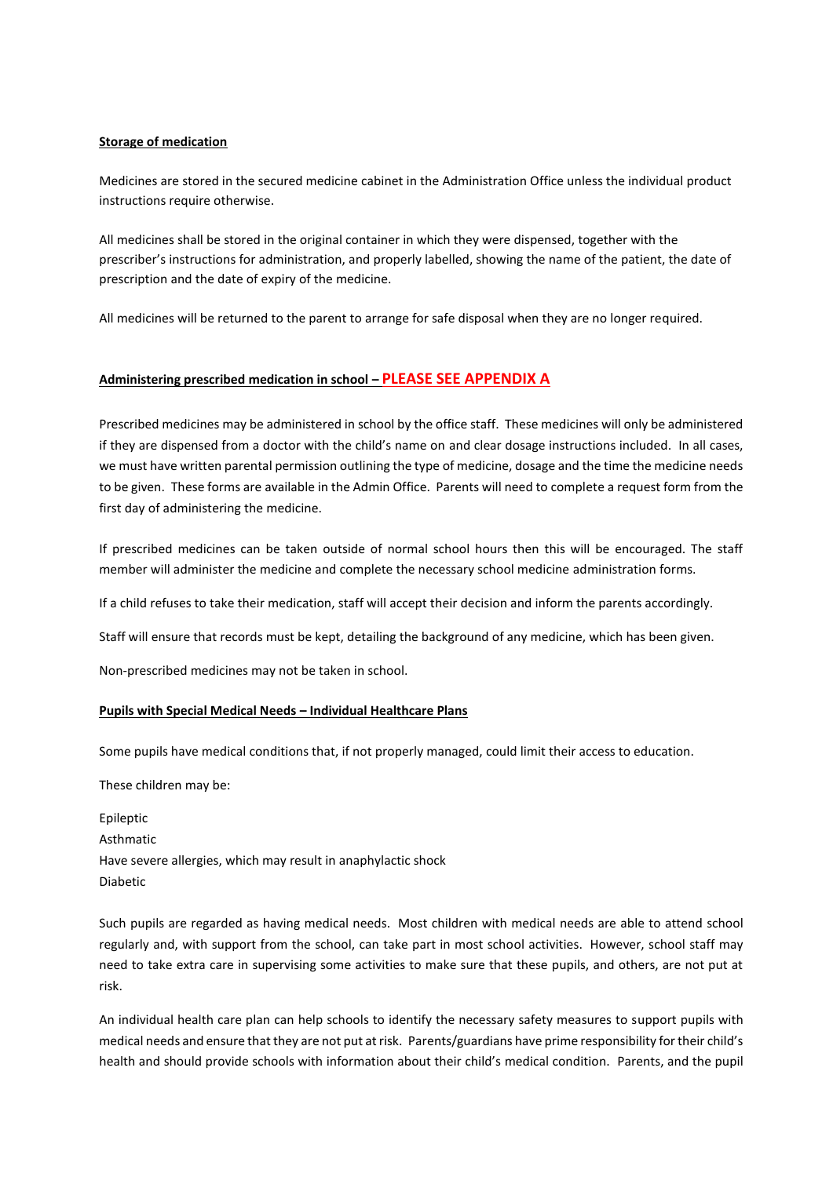**Storage of medication**

Medicines are stored in the secured medicine cabinet in the Administration Office unless the individual product instructions require otherwise.

All medicines shall be stored in the original container in which they were dispensed, together with the prescriber's instructions for administration, and properly labelled, showing the name of the patient, the date of prescription and the date of expiry of the medicine.

All medicines will be returned to the parent to arrange for safe disposal when they are no longer required.

**Administering prescribed medication in school – PLEASE SEE APPENDIX A**

Prescribed medicines may be administered in school by the office staff. These medicines will only be administered if they are dispensed from a doctor with the child's name on and clear dosage instructions included. In all cases, we must have written parental permission outlining the type of medicine, dosage and the time the medicine needs to be given. These forms are available in the Admin Office. Parents will need to complete a request form from the first day of administering the medicine.

If prescribed medicines can be taken outside of normal school hours then this will be encouraged. The staff member will administer the medicine and complete the necessary school medicine administration forms.

If a child refuses to take their medication, staff will accept their decision and inform the parents accordingly.

Staff will ensure that records must be kept, detailing the background of any medicine, which has been given.

Non-prescribed medicines may not be taken in school.

**Pupils with Special Medical Needs – Individual Healthcare Plans**

Some pupils have medical conditions that, if not properly managed, could limit their access to education.

These children may be:

Epileptic
Asthmatic
Have severe allergies, which may result in anaphylactic shock
Diabetic

Such pupils are regarded as having medical needs. Most children with medical needs are able to attend school regularly and, with support from the school, can take part in most school activities. However, school staff may need to take extra care in supervising some activities to make sure that these pupils, and others, are not put at risk.

An individual health care plan can help schools to identify the necessary safety measures to support pupils with medical needs and ensure that they are not put at risk. Parents/guardians have prime responsibility for their child's health and should provide schools with information about their child's medical condition. Parents, and the pupil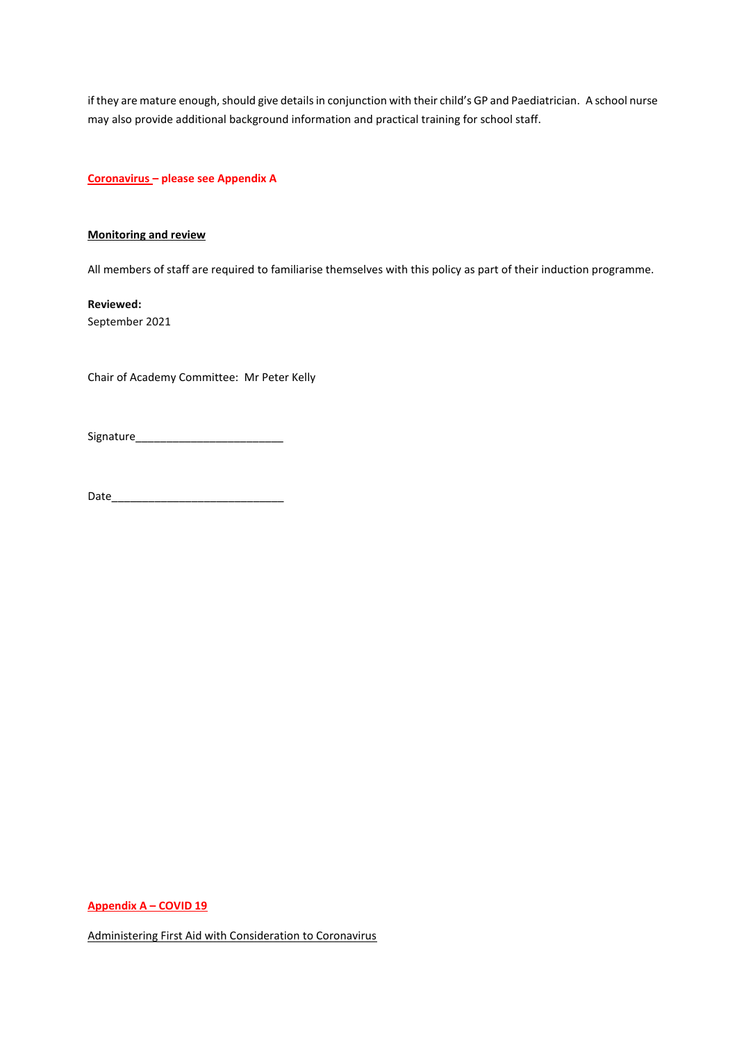if they are mature enough, should give details in conjunction with their child's GP and Paediatrician. A school nurse may also provide additional background information and practical training for school staff.

**Coronavirus – please see Appendix A**

**Monitoring and review**

All members of staff are required to familiarise themselves with this policy as part of their induction programme.

**Reviewed:**
September 2021

Chair of Academy Committee: Mr Peter Kelly

Signature________________________

Date____________________________

**Appendix A – COVID 19**

Administering First Aid with Consideration to Coronavirus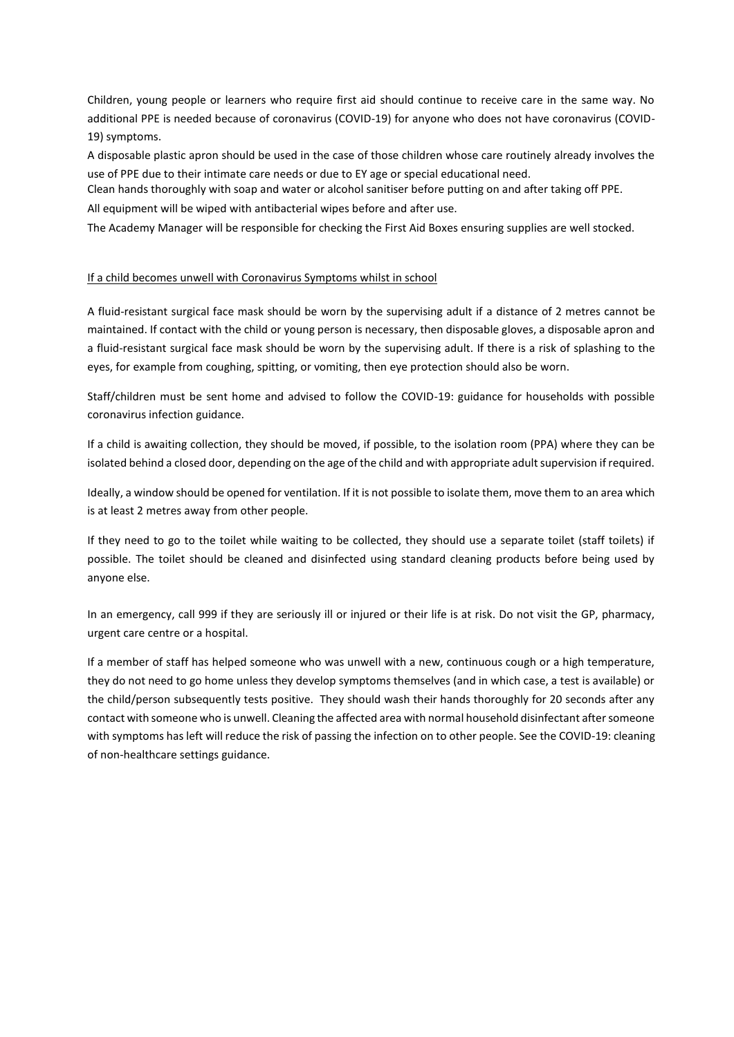Children, young people or learners who require first aid should continue to receive care in the same way. No additional PPE is needed because of coronavirus (COVID-19) for anyone who does not have coronavirus (COVID-19) symptoms.

A disposable plastic apron should be used in the case of those children whose care routinely already involves the use of PPE due to their intimate care needs or due to EY age or special educational need.

Clean hands thoroughly with soap and water or alcohol sanitiser before putting on and after taking off PPE.

All equipment will be wiped with antibacterial wipes before and after use.

The Academy Manager will be responsible for checking the First Aid Boxes ensuring supplies are well stocked.

<u>If a child becomes unwell with Coronavirus Symptoms whilst in school</u>

A fluid-resistant surgical face mask should be worn by the supervising adult if a distance of 2 metres cannot be maintained. If contact with the child or young person is necessary, then disposable gloves, a disposable apron and a fluid-resistant surgical face mask should be worn by the supervising adult. If there is a risk of splashing to the eyes, for example from coughing, spitting, or vomiting, then eye protection should also be worn.

Staff/children must be sent home and advised to follow the COVID-19: guidance for households with possible coronavirus infection guidance.

If a child is awaiting collection, they should be moved, if possible, to the isolation room (PPA) where they can be isolated behind a closed door, depending on the age of the child and with appropriate adult supervision if required.

Ideally, a window should be opened for ventilation. If it is not possible to isolate them, move them to an area which is at least 2 metres away from other people.

If they need to go to the toilet while waiting to be collected, they should use a separate toilet (staff toilets) if possible. The toilet should be cleaned and disinfected using standard cleaning products before being used by anyone else.

In an emergency, call 999 if they are seriously ill or injured or their life is at risk. Do not visit the GP, pharmacy, urgent care centre or a hospital.

If a member of staff has helped someone who was unwell with a new, continuous cough or a high temperature, they do not need to go home unless they develop symptoms themselves (and in which case, a test is available) or the child/person subsequently tests positive. They should wash their hands thoroughly for 20 seconds after any contact with someone who is unwell. Cleaning the affected area with normal household disinfectant after someone with symptoms has left will reduce the risk of passing the infection on to other people. See the COVID-19: cleaning of non-healthcare settings guidance.